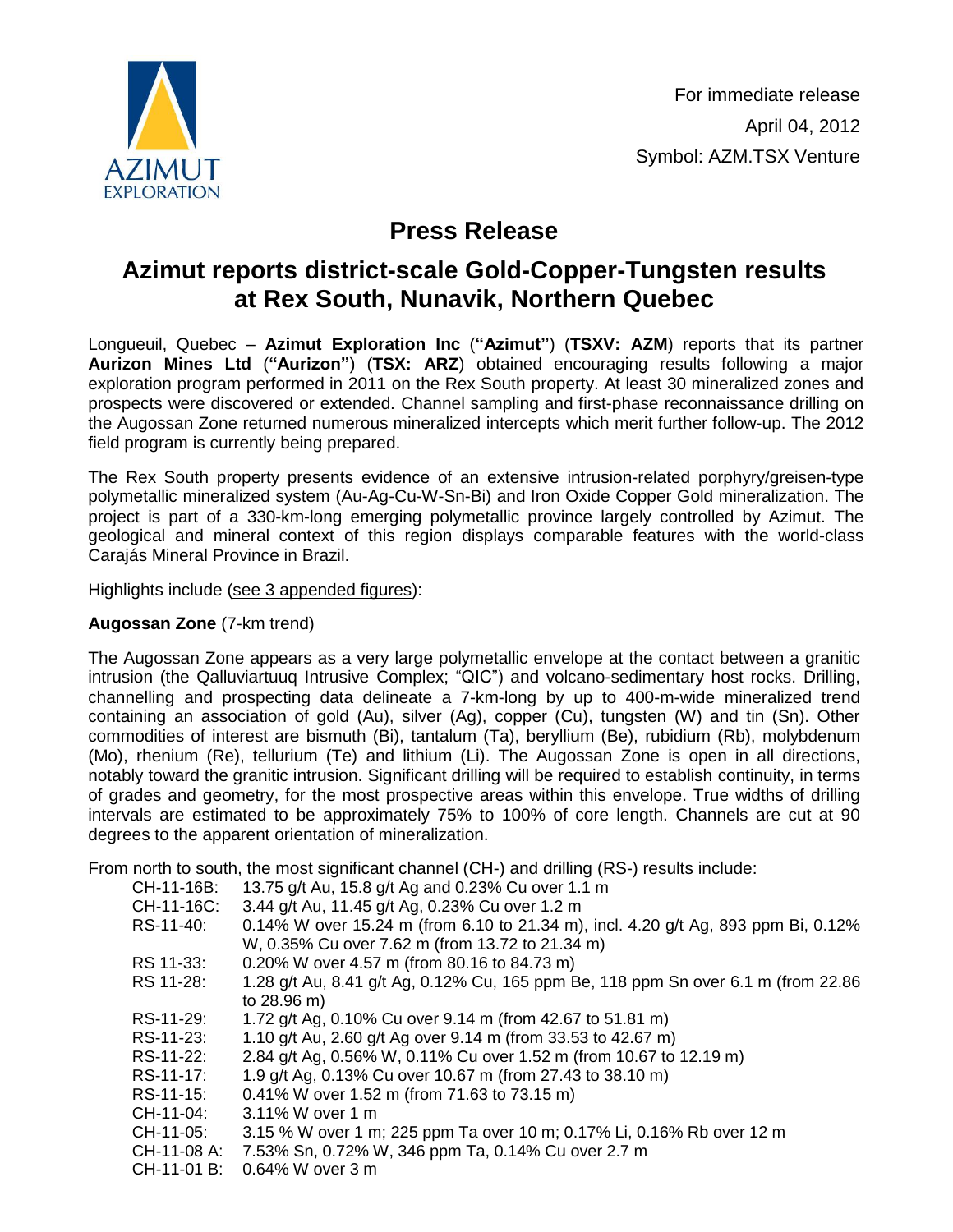AZIMUT EXPLORATION

For immediate release
April 04, 2012
Symbol: AZM.TSX Venture

# Press Release

# Azimut reports district-scale Gold-Copper-Tungsten results at Rex South, Nunavik, Northern Quebec

Longueuil, Quebec – **Azimut Exploration Inc** (**"Azimut"**) (**TSXV: AZM**) reports that its partner **Aurizon Mines Ltd** (**"Aurizon"**) (**TSX: ARZ**) obtained encouraging results following a major exploration program performed in 2011 on the Rex South property. At least 30 mineralized zones and prospects were discovered or extended. Channel sampling and first-phase reconnaissance drilling on the Augossan Zone returned numerous mineralized intercepts which merit further follow-up. The 2012 field program is currently being prepared.

The Rex South property presents evidence of an extensive intrusion-related porphyry/greisen-type polymetallic mineralized system (Au-Ag-Cu-W-Sn-Bi) and Iron Oxide Copper Gold mineralization. The project is part of a 330-km-long emerging polymetallic province largely controlled by Azimut. The geological and mineral context of this region displays comparable features with the world-class Carajás Mineral Province in Brazil.

Highlights include (see 3 appended figures):

**Augossan Zone** (7-km trend)

The Augossan Zone appears as a very large polymetallic envelope at the contact between a granitic intrusion (the Qalluviartuuq Intrusive Complex; "QIC") and volcano-sedimentary host rocks. Drilling, channelling and prospecting data delineate a 7-km-long by up to 400-m-wide mineralized trend containing an association of gold (Au), silver (Ag), copper (Cu), tungsten (W) and tin (Sn). Other commodities of interest are bismuth (Bi), tantalum (Ta), beryllium (Be), rubidium (Rb), molybdenum (Mo), rhenium (Re), tellurium (Te) and lithium (Li). The Augossan Zone is open in all directions, notably toward the granitic intrusion. Significant drilling will be required to establish continuity, in terms of grades and geometry, for the most prospective areas within this envelope. True widths of drilling intervals are estimated to be approximately 75% to 100% of core length. Channels are cut at 90 degrees to the apparent orientation of mineralization.

From north to south, the most significant channel (CH-) and drilling (RS-) results include:

| | |
|---|---|
| CH-11-16B: | 13.75 g/t Au, 15.8 g/t Ag and 0.23% Cu over 1.1 m |
| CH-11-16C: | 3.44 g/t Au, 11.45 g/t Ag, 0.23% Cu over 1.2 m |
| RS-11-40: | 0.14% W over 15.24 m (from 6.10 to 21.34 m), incl. 4.20 g/t Ag, 893 ppm Bi, 0.12% W, 0.35% Cu over 7.62 m (from 13.72 to 21.34 m) |
| RS 11-33: | 0.20% W over 4.57 m (from 80.16 to 84.73 m) |
| RS 11-28: | 1.28 g/t Au, 8.41 g/t Ag, 0.12% Cu, 165 ppm Be, 118 ppm Sn over 6.1 m (from 22.86 to 28.96 m) |
| RS-11-29: | 1.72 g/t Ag, 0.10% Cu over 9.14 m (from 42.67 to 51.81 m) |
| RS-11-23: | 1.10 g/t Au, 2.60 g/t Ag over 9.14 m (from 33.53 to 42.67 m) |
| RS-11-22: | 2.84 g/t Ag, 0.56% W, 0.11% Cu over 1.52 m (from 10.67 to 12.19 m) |
| RS-11-17: | 1.9 g/t Ag, 0.13% Cu over 10.67 m (from 27.43 to 38.10 m) |
| RS-11-15: | 0.41% W over 1.52 m (from 71.63 to 73.15 m) |
| CH-11-04: | 3.11% W over 1 m |
| CH-11-05: | 3.15 % W over 1 m; 225 ppm Ta over 10 m; 0.17% Li, 0.16% Rb over 12 m |
| CH-11-08 A: | 7.53% Sn, 0.72% W, 346 ppm Ta, 0.14% Cu over 2.7 m |
| CH-11-01 B: | 0.64% W over 3 m |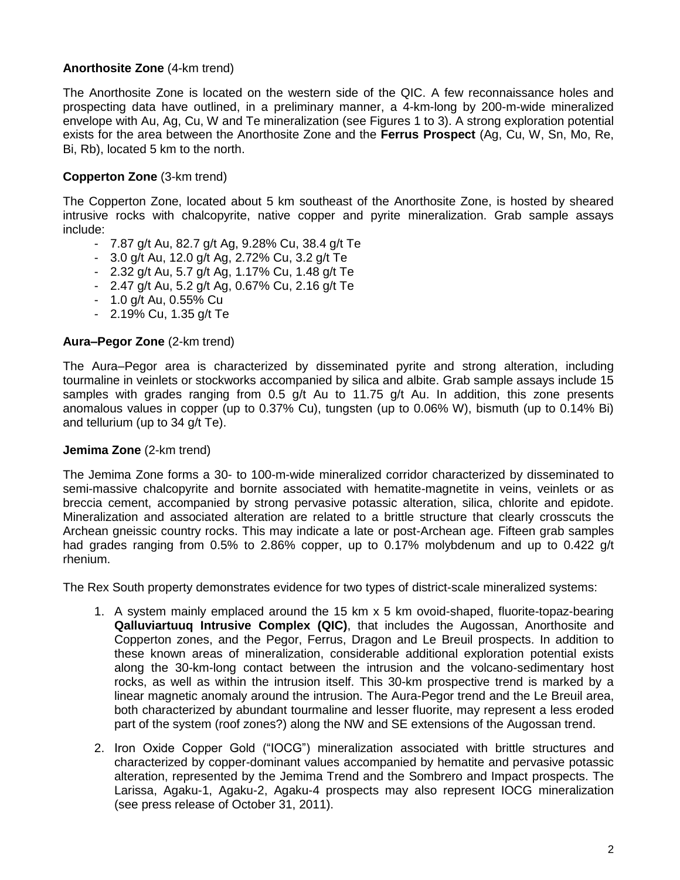**Anorthosite Zone** (4-km trend)

The Anorthosite Zone is located on the western side of the QIC. A few reconnaissance holes and prospecting data have outlined, in a preliminary manner, a 4-km-long by 200-m-wide mineralized envelope with Au, Ag, Cu, W and Te mineralization (see Figures 1 to 3). A strong exploration potential exists for the area between the Anorthosite Zone and the **Ferrus Prospect** (Ag, Cu, W, Sn, Mo, Re, Bi, Rb), located 5 km to the north.

**Copperton Zone** (3-km trend)

The Copperton Zone, located about 5 km southeast of the Anorthosite Zone, is hosted by sheared intrusive rocks with chalcopyrite, native copper and pyrite mineralization. Grab sample assays include:

- 7.87 g/t Au, 82.7 g/t Ag, 9.28% Cu, 38.4 g/t Te
- 3.0 g/t Au, 12.0 g/t Ag, 2.72% Cu, 3.2 g/t Te
- 2.32 g/t Au, 5.7 g/t Ag, 1.17% Cu, 1.48 g/t Te
- 2.47 g/t Au, 5.2 g/t Ag, 0.67% Cu, 2.16 g/t Te
- 1.0 g/t Au, 0.55% Cu
- 2.19% Cu, 1.35 g/t Te

**Aura–Pegor Zone** (2-km trend)

The Aura–Pegor area is characterized by disseminated pyrite and strong alteration, including tourmaline in veinlets or stockworks accompanied by silica and albite. Grab sample assays include 15 samples with grades ranging from 0.5 g/t Au to 11.75 g/t Au. In addition, this zone presents anomalous values in copper (up to 0.37% Cu), tungsten (up to 0.06% W), bismuth (up to 0.14% Bi) and tellurium (up to 34 g/t Te).

**Jemima Zone** (2-km trend)

The Jemima Zone forms a 30- to 100-m-wide mineralized corridor characterized by disseminated to semi-massive chalcopyrite and bornite associated with hematite-magnetite in veins, veinlets or as breccia cement, accompanied by strong pervasive potassic alteration, silica, chlorite and epidote. Mineralization and associated alteration are related to a brittle structure that clearly crosscuts the Archean gneissic country rocks. This may indicate a late or post-Archean age. Fifteen grab samples had grades ranging from 0.5% to 2.86% copper, up to 0.17% molybdenum and up to 0.422 g/t rhenium.

The Rex South property demonstrates evidence for two types of district-scale mineralized systems:

1. A system mainly emplaced around the 15 km x 5 km ovoid-shaped, fluorite-topaz-bearing **Qalluviartuuq Intrusive Complex (QIC)**, that includes the Augossan, Anorthosite and Copperton zones, and the Pegor, Ferrus, Dragon and Le Breuil prospects. In addition to these known areas of mineralization, considerable additional exploration potential exists along the 30-km-long contact between the intrusion and the volcano-sedimentary host rocks, as well as within the intrusion itself. This 30-km prospective trend is marked by a linear magnetic anomaly around the intrusion. The Aura-Pegor trend and the Le Breuil area, both characterized by abundant tourmaline and lesser fluorite, may represent a less eroded part of the system (roof zones?) along the NW and SE extensions of the Augossan trend.

2. Iron Oxide Copper Gold ("IOCG") mineralization associated with brittle structures and characterized by copper-dominant values accompanied by hematite and pervasive potassic alteration, represented by the Jemima Trend and the Sombrero and Impact prospects. The Larissa, Agaku-1, Agaku-2, Agaku-4 prospects may also represent IOCG mineralization (see press release of October 31, 2011).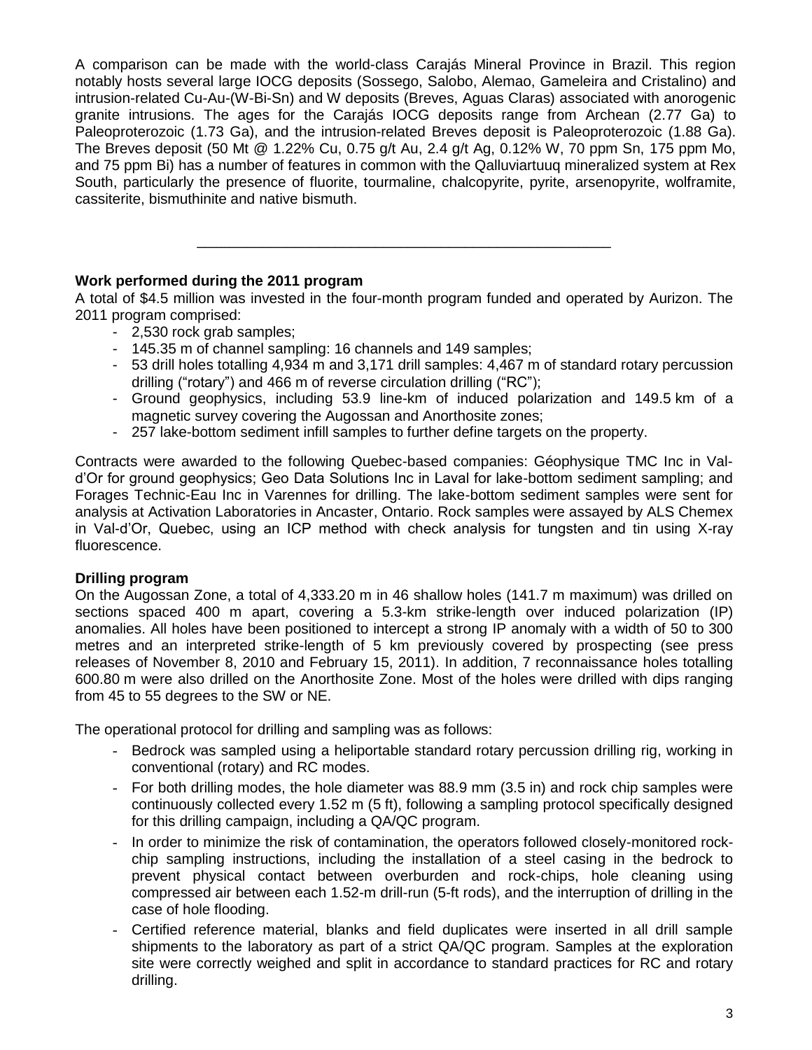A comparison can be made with the world-class Carajás Mineral Province in Brazil. This region notably hosts several large IOCG deposits (Sossego, Salobo, Alemao, Gameleira and Cristalino) and intrusion-related Cu-Au-(W-Bi-Sn) and W deposits (Breves, Aguas Claras) associated with anorogenic granite intrusions. The ages for the Carajás IOCG deposits range from Archean (2.77 Ga) to Paleoproterozoic (1.73 Ga), and the intrusion-related Breves deposit is Paleoproterozoic (1.88 Ga). The Breves deposit (50 Mt @ 1.22% Cu, 0.75 g/t Au, 2.4 g/t Ag, 0.12% W, 70 ppm Sn, 175 ppm Mo, and 75 ppm Bi) has a number of features in common with the Qalluviartuuq mineralized system at Rex South, particularly the presence of fluorite, tourmaline, chalcopyrite, pyrite, arsenopyrite, wolframite, cassiterite, bismuthinite and native bismuth.

---

**Work performed during the 2011 program**

A total of $4.5 million was invested in the four-month program funded and operated by Aurizon. The 2011 program comprised:

- 2,530 rock grab samples;
- 145.35 m of channel sampling: 16 channels and 149 samples;
- 53 drill holes totalling 4,934 m and 3,171 drill samples: 4,467 m of standard rotary percussion drilling ("rotary") and 466 m of reverse circulation drilling ("RC");
- Ground geophysics, including 53.9 line-km of induced polarization and 149.5 km of a magnetic survey covering the Augossan and Anorthosite zones;
- 257 lake-bottom sediment infill samples to further define targets on the property.

Contracts were awarded to the following Quebec-based companies: Géophysique TMC Inc in Val-d'Or for ground geophysics; Geo Data Solutions Inc in Laval for lake-bottom sediment sampling; and Forages Technic-Eau Inc in Varennes for drilling. The lake-bottom sediment samples were sent for analysis at Activation Laboratories in Ancaster, Ontario. Rock samples were assayed by ALS Chemex in Val-d'Or, Quebec, using an ICP method with check analysis for tungsten and tin using X-ray fluorescence.

**Drilling program**

On the Augossan Zone, a total of 4,333.20 m in 46 shallow holes (141.7 m maximum) was drilled on sections spaced 400 m apart, covering a 5.3-km strike-length over induced polarization (IP) anomalies. All holes have been positioned to intercept a strong IP anomaly with a width of 50 to 300 metres and an interpreted strike-length of 5 km previously covered by prospecting (see press releases of November 8, 2010 and February 15, 2011). In addition, 7 reconnaissance holes totalling 600.80 m were also drilled on the Anorthosite Zone. Most of the holes were drilled with dips ranging from 45 to 55 degrees to the SW or NE.

The operational protocol for drilling and sampling was as follows:

- Bedrock was sampled using a heliportable standard rotary percussion drilling rig, working in conventional (rotary) and RC modes.
- For both drilling modes, the hole diameter was 88.9 mm (3.5 in) and rock chip samples were continuously collected every 1.52 m (5 ft), following a sampling protocol specifically designed for this drilling campaign, including a QA/QC program.
- In order to minimize the risk of contamination, the operators followed closely-monitored rock-chip sampling instructions, including the installation of a steel casing in the bedrock to prevent physical contact between overburden and rock-chips, hole cleaning using compressed air between each 1.52-m drill-run (5-ft rods), and the interruption of drilling in the case of hole flooding.
- Certified reference material, blanks and field duplicates were inserted in all drill sample shipments to the laboratory as part of a strict QA/QC program. Samples at the exploration site were correctly weighed and split in accordance to standard practices for RC and rotary drilling.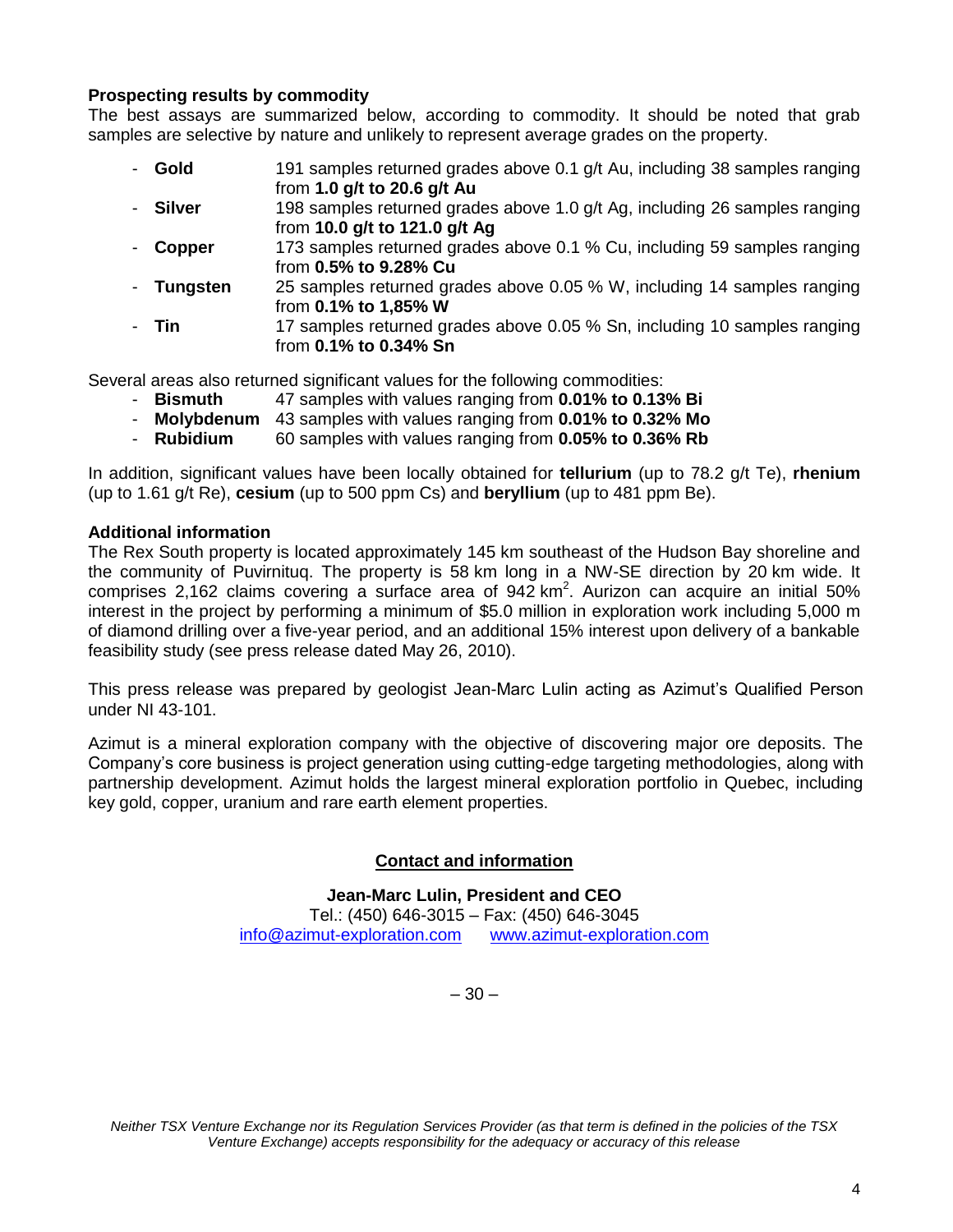**Prospecting results by commodity**

The best assays are summarized below, according to commodity. It should be noted that grab samples are selective by nature and unlikely to represent average grades on the property.

- **Gold** 191 samples returned grades above 0.1 g/t Au, including 38 samples ranging from **1.0 g/t to 20.6 g/t Au**
- **Silver** 198 samples returned grades above 1.0 g/t Ag, including 26 samples ranging from **10.0 g/t to 121.0 g/t Ag**
- **Copper** 173 samples returned grades above 0.1 % Cu, including 59 samples ranging from **0.5% to 9.28% Cu**
- **Tungsten** 25 samples returned grades above 0.05 % W, including 14 samples ranging from **0.1% to 1,85% W**
- **Tin** 17 samples returned grades above 0.05 % Sn, including 10 samples ranging from **0.1% to 0.34% Sn**

Several areas also returned significant values for the following commodities:

- **Bismuth** 47 samples with values ranging from **0.01% to 0.13% Bi**
- **Molybdenum** 43 samples with values ranging from **0.01% to 0.32% Mo**
- **Rubidium** 60 samples with values ranging from **0.05% to 0.36% Rb**

In addition, significant values have been locally obtained for **tellurium** (up to 78.2 g/t Te), **rhenium** (up to 1.61 g/t Re), **cesium** (up to 500 ppm Cs) and **beryllium** (up to 481 ppm Be).

**Additional information**

The Rex South property is located approximately 145 km southeast of the Hudson Bay shoreline and the community of Puvirnituq. The property is 58 km long in a NW-SE direction by 20 km wide. It comprises 2,162 claims covering a surface area of 942 $km^2$. Aurizon can acquire an initial 50% interest in the project by performing a minimum of $5.0 million in exploration work including 5,000 m of diamond drilling over a five-year period, and an additional 15% interest upon delivery of a bankable feasibility study (see press release dated May 26, 2010).

This press release was prepared by geologist Jean-Marc Lulin acting as Azimut's Qualified Person under NI 43-101.

Azimut is a mineral exploration company with the objective of discovering major ore deposits. The Company's core business is project generation using cutting-edge targeting methodologies, along with partnership development. Azimut holds the largest mineral exploration portfolio in Quebec, including key gold, copper, uranium and rare earth element properties.

**Contact and information**

**Jean-Marc Lulin, President and CEO**
Tel.: (450) 646-3015 – Fax: (450) 646-3045
info@azimut-exploration.com www.azimut-exploration.com

– 30 –

*Neither TSX Venture Exchange nor its Regulation Services Provider (as that term is defined in the policies of the TSX Venture Exchange) accepts responsibility for the adequacy or accuracy of this release*